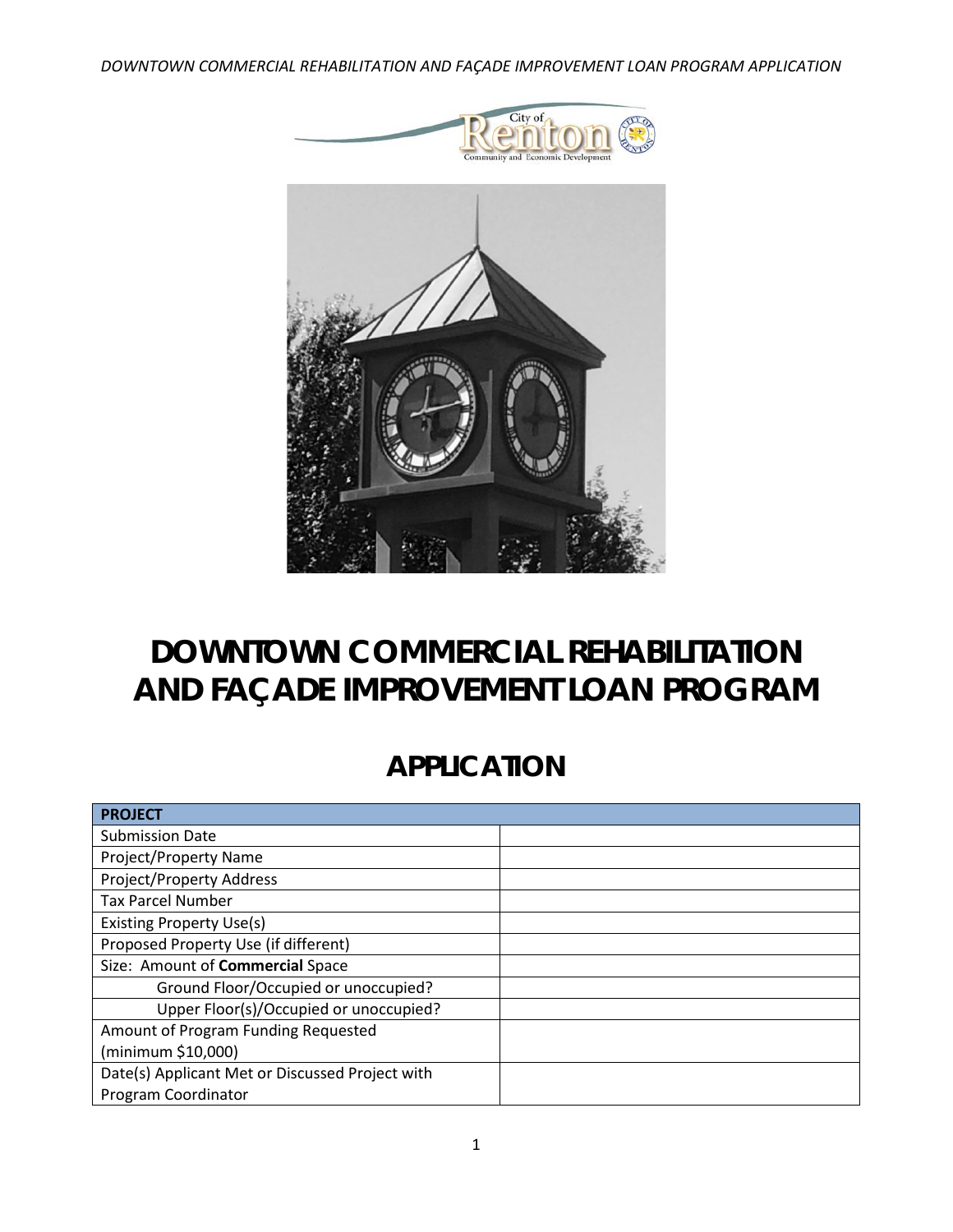# DOWNTOWN COMMERCIAL REHABILITATION AND FAÇADE IMPROVEMENT LOAN PROGRAM

## APPLICATION

| **PROJECT** | |
|---|---|
| Submission Date | |
| Project/Property Name | |
| Project/Property Address | |
| Tax Parcel Number | |
| Existing Property Use(s) | |
| Proposed Property Use (if different) | |
| Size: Amount of **Commercial** Space | |
| Ground Floor/Occupied or unoccupied? | |
| Upper Floor(s)/Occupied or unoccupied? | |
| Amount of Program Funding Requested (minimum $10,000) | |
| Date(s) Applicant Met or Discussed Project with Program Coordinator | |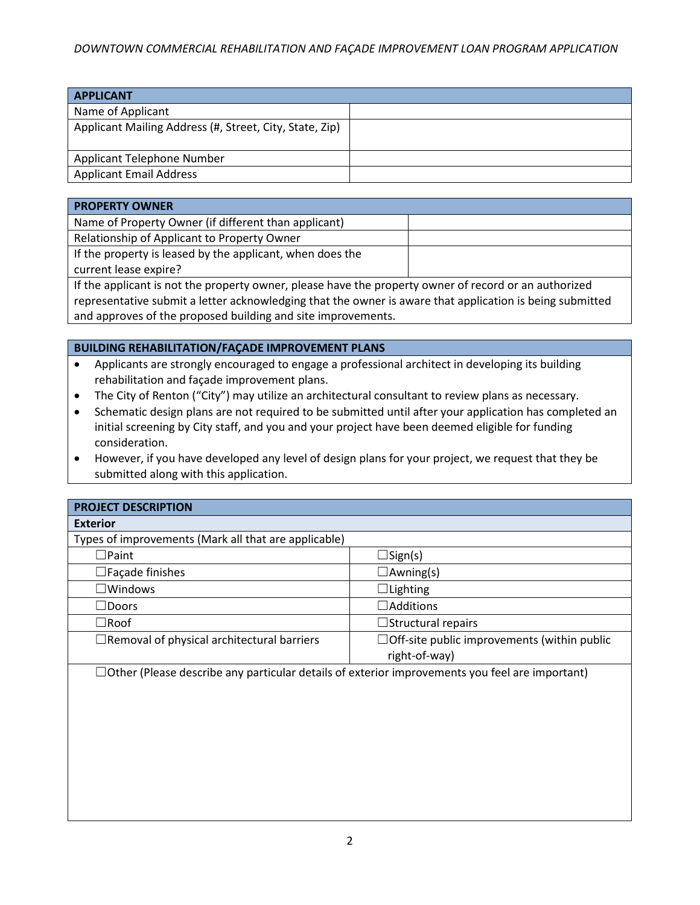*DOWNTOWN COMMERCIAL REHABILITATION AND FAÇADE IMPROVEMENT LOAN PROGRAM APPLICATION*

| APPLICANT | |
|---|---|
| Name of Applicant | |
| Applicant Mailing Address (#, Street, City, State, Zip) | |
| Applicant Telephone Number | |
| Applicant Email Address | |

| PROPERTY OWNER | |
|---|---|
| Name of Property Owner (if different than applicant) | |
| Relationship of Applicant to Property Owner | |
| If the property is leased by the applicant, when does the current lease expire? | |
| If the applicant is not the property owner, please have the property owner of record or an authorized representative submit a letter acknowledging that the owner is aware that application is being submitted and approves of the proposed building and site improvements. | |

**BUILDING REHABILITATION/FAÇADE IMPROVEMENT PLANS**

- Applicants are strongly encouraged to engage a professional architect in developing its building rehabilitation and façade improvement plans.
- The City of Renton ("City") may utilize an architectural consultant to review plans as necessary.
- Schematic design plans are not required to be submitted until after your application has completed an initial screening by City staff, and you and your project have been deemed eligible for funding consideration.
- However, if you have developed any level of design plans for your project, we request that they be submitted along with this application.

**PROJECT DESCRIPTION**

**Exterior**

Types of improvements (Mark all that are applicable)

| | |
|---|---|
| ☐Paint | ☐Sign(s) |
| ☐Façade finishes | ☐Awning(s) |
| ☐Windows | ☐Lighting |
| ☐Doors | ☐Additions |
| ☐Roof | ☐Structural repairs |
| ☐Removal of physical architectural barriers | ☐Off-site public improvements (within public right-of-way) |

☐Other (Please describe any particular details of exterior improvements you feel are important)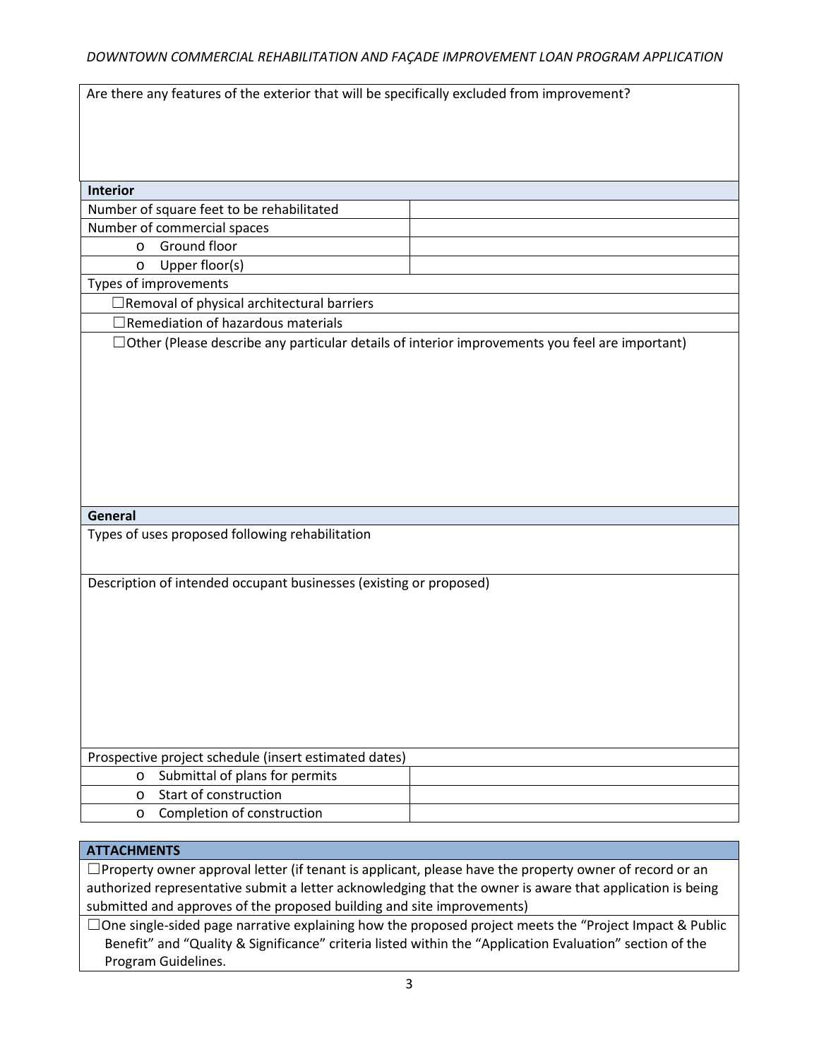| Are there any features of the exterior that will be specifically excluded from improvement? | |
|---|---|
| | |
| **Interior** | |
| Number of square feet to be rehabilitated | |
| Number of commercial spaces | |
| o Ground floor | |
| o Upper floor(s) | |
| Types of improvements | |
| ☐Removal of physical architectural barriers | |
| ☐Remediation of hazardous materials | |
| ☐Other (Please describe any particular details of interior improvements you feel are important) | |
| **General** | |
| Types of uses proposed following rehabilitation | |
| Description of intended occupant businesses (existing or proposed) | |
| Prospective project schedule (insert estimated dates) | |
| o Submittal of plans for permits | |
| o Start of construction | |
| o Completion of construction | |

| **ATTACHMENTS** |
|---|
| ☐Property owner approval letter (if tenant is applicant, please have the property owner of record or an authorized representative submit a letter acknowledging that the owner is aware that application is being submitted and approves of the proposed building and site improvements) |
| ☐One single-sided page narrative explaining how the proposed project meets the "Project Impact & Public Benefit" and "Quality & Significance" criteria listed within the "Application Evaluation" section of the Program Guidelines. |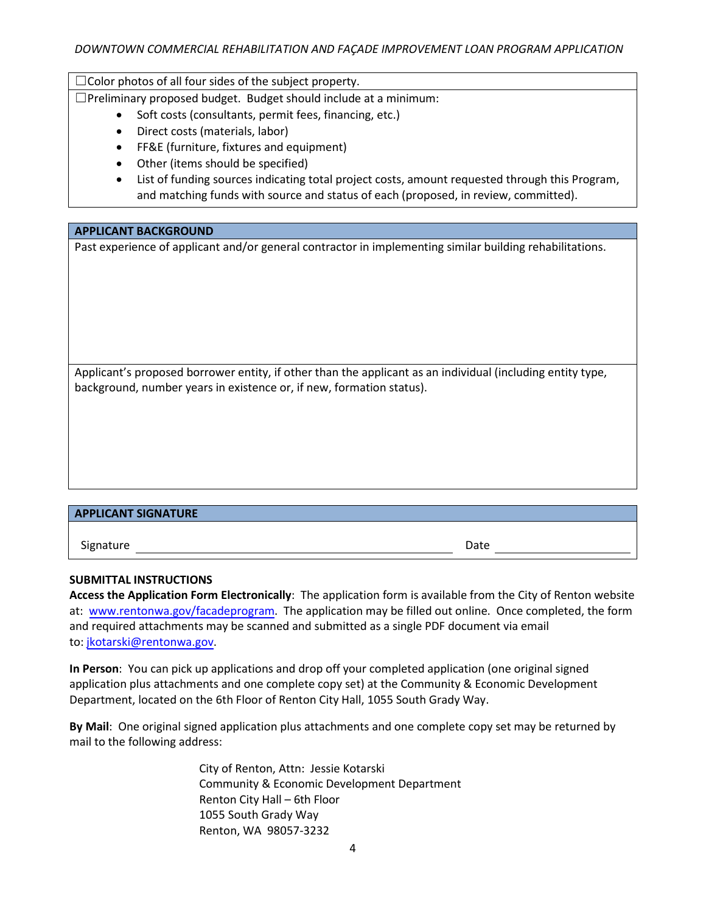☐Color photos of all four sides of the subject property.

☐Preliminary proposed budget. Budget should include at a minimum:

- Soft costs (consultants, permit fees, financing, etc.)
- Direct costs (materials, labor)
- FF&E (furniture, fixtures and equipment)
- Other (items should be specified)
- List of funding sources indicating total project costs, amount requested through this Program, and matching funds with source and status of each (proposed, in review, committed).

## APPLICANT BACKGROUND

Past experience of applicant and/or general contractor in implementing similar building rehabilitations.

Applicant's proposed borrower entity, if other than the applicant as an individual (including entity type, background, number years in existence or, if new, formation status).

## APPLICANT SIGNATURE

Signature ______________________________ Date ______________

**SUBMITTAL INSTRUCTIONS**

**Access the Application Form Electronically**: The application form is available from the City of Renton website at: www.rentonwa.gov/facadeprogram. The application may be filled out online. Once completed, the form and required attachments may be scanned and submitted as a single PDF document via email to: jkotarski@rentonwa.gov.

**In Person**: You can pick up applications and drop off your completed application (one original signed application plus attachments and one complete copy set) at the Community & Economic Development Department, located on the 6th Floor of Renton City Hall, 1055 South Grady Way.

**By Mail**: One original signed application plus attachments and one complete copy set may be returned by mail to the following address:

City of Renton, Attn: Jessie Kotarski
Community & Economic Development Department
Renton City Hall – 6th Floor
1055 South Grady Way
Renton, WA 98057-3232